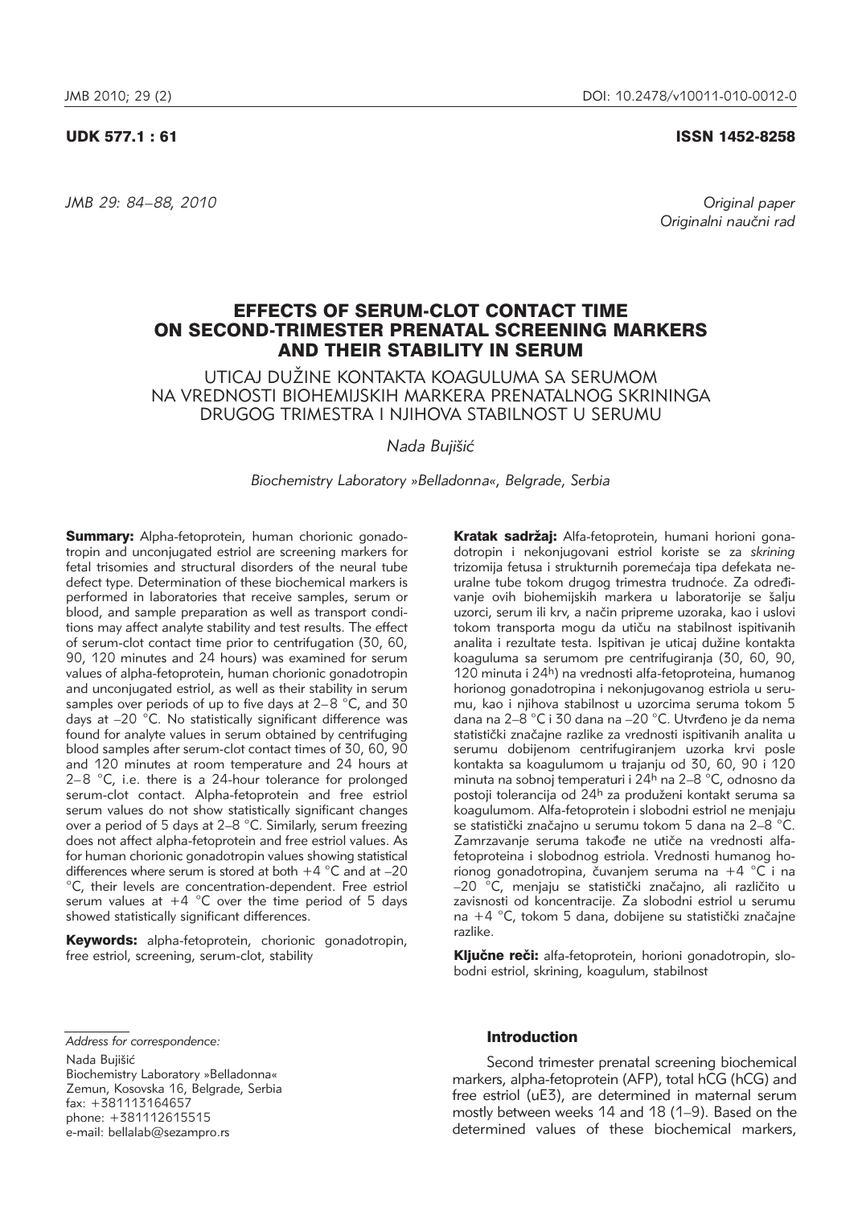UDK 577.1 : 61

ISSN 1452-8258

Original paper
Originalni naučni rad

# EFFECTS OF SERUM-CLOT CONTACT TIME ON SECOND-TRIMESTER PRENATAL SCREENING MARKERS AND THEIR STABILITY IN SERUM

UTICAJ DUŽINE KONTAKTA KOAGULUMA SA SERUMOM NA VREDNOSTI BIOHEMIJSKIH MARKERA PRENATALNOG SKRININGA DRUGOG TRIMESTRA I NJIHOVA STABILNOST U SERUMU

*Nada Bujišić*

*Biochemistry Laboratory »Belladonna«, Belgrade, Serbia*

**Summary:** Alpha-fetoprotein, human chorionic gonadotropin and unconjugated estriol are screening markers for fetal trisomies and structural disorders of the neural tube defect type. Determination of these biochemical markers is performed in laboratories that receive samples, serum or blood, and sample preparation as well as transport conditions may affect analyte stability and test results. The effect of serum-clot contact time prior to centrifugation (30, 60, 90, 120 minutes and 24 hours) was examined for serum values of alpha-fetoprotein, human chorionic gonadotropin and unconjugated estriol, as well as their stability in serum samples over periods of up to five days at 2–8 °C, and 30 days at –20 °C. No statistically significant difference was found for analyte values in serum obtained by centrifuging blood samples after serum-clot contact times of 30, 60, 90 and 120 minutes at room temperature and 24 hours at 2–8 °C, i.e. there is a 24-hour tolerance for prolonged serum-clot contact. Alpha-fetoprotein and free estriol serum values do not show statistically significant changes over a period of 5 days at 2–8 °C. Similarly, serum freezing does not affect alpha-fetoprotein and free estriol values. As for human chorionic gonadotropin values showing statistical differences where serum is stored at both +4 °C and at –20 °C, their levels are concentration-dependent. Free estriol serum values at +4 °C over the time period of 5 days showed statistically significant differences.

**Keywords:** alpha-fetoprotein, chorionic gonadotropin, free estriol, screening, serum-clot, stability

**Kratak sadržaj:** Alfa-fetoprotein, humani horioni gonadotropin i nekonjugovani estriol koriste se za *skrining* trizomija fetusa i strukturnih poremećaja tipa defekata neuralne tube tokom drugog trimestra trudnoće. Za određivanje ovih biohemijskih markera u laboratorije se šalju uzorci, serum ili krv, a način pripreme uzoraka, kao i uslovi tokom transporta mogu da utiču na stabilnost ispitivanih analita i rezultate testa. Ispitivan je uticaj dužine kontakta koaguluma sa serumom pre centrifugiranja (30, 60, 90, 120 minuta i 24h) na vrednosti alfa-fetoproteina, humanog horionog gonadotropina i nekonjugovanog estriola u serumu, kao i njihova stabilnost u uzorcima seruma tokom 5 dana na 2–8 °C i 30 dana na –20 °C. Utvrđeno je da nema statistički značajne razlike za vrednosti ispitivanih analita u serumu dobijenom centrifugiranjem uzorka krvi posle kontakta sa koagulumom u trajanju od 30, 60, 90 i 120 minuta na sobnoj temperaturi i 24h na 2–8 °C, odnosno da postoji tolerancija od 24h za produženi kontakt seruma sa koagulumom. Alfa-fetoprotein i slobodni estriol ne menjaju se statistički značajno u serumu tokom 5 dana na 2–8 °C. Zamrzavanje seruma takođe ne utiče na vrednosti alfa-fetoproteina i slobodnog estriola. Vrednosti humanog horionog gonadotropina, čuvanjem seruma na +4 °C i na –20 °C, menjaju se statistički značajno, ali različito u zavisnosti od koncentracije. Za slobodni estriol u serumu na +4 °C, tokom 5 dana, dobijene su statistički značajne razlike.

**Ključne reči:** alfa-fetoprotein, horioni gonadotropin, slobodni estriol, skrining, koagulum, stabilnost

*Address for correspondence:*

Nada Bujišić
Biochemistry Laboratory »Belladonna«
Zemun, Kosovska 16, Belgrade, Serbia
fax: +381113164657
phone: +381112615515
e-mail: bellalab@sezampro.rs

## Introduction

Second trimester prenatal screening biochemical markers, alpha-fetoprotein (AFP), total hCG (hCG) and free estriol (uE3), are determined in maternal serum mostly between weeks 14 and 18 (1–9). Based on the determined values of these biochemical markers,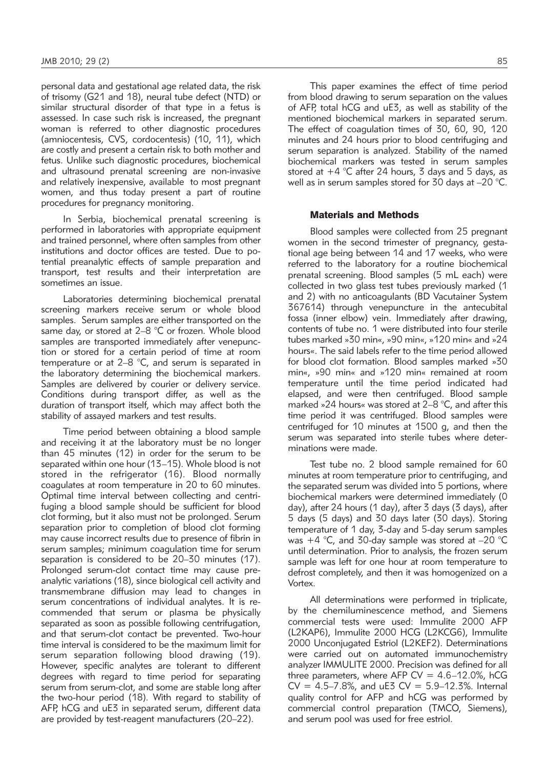personal data and gestational age related data, the risk of trisomy (G21 and 18), neural tube defect (NTD) or similar structural disorder of that type in a fetus is assessed. In case such risk is increased, the pregnant woman is referred to other diagnostic procedures (amniocentesis, CVS, cordocentesis) (10, 11), which are costly and present a certain risk to both mother and fetus. Unlike such diagnostic procedures, biochemical and ultrasound prenatal screening are non-invasive and relatively inexpensive, available to most pregnant women, and thus today present a part of routine procedures for pregnancy monitoring.

In Serbia, biochemical prenatal screening is performed in laboratories with appropriate equipment and trained personnel, where often samples from other institutions and doctor offices are tested. Due to potential preanalytic effects of sample preparation and transport, test results and their interpretation are sometimes an issue.

Laboratories determining biochemical prenatal screening markers receive serum or whole blood samples. Serum samples are either transported on the same day, or stored at 2–8 °C or frozen. Whole blood samples are transported immediately after venepuncture or stored for a certain period of time at room temperature or at 2–8 °C, and serum is separated in the laboratory determining the biochemical markers. Samples are delivered by courier or delivery service. Conditions during transport differ, as well as the duration of transport itself, which may affect both the stability of assayed markers and test results.

Time period between obtaining a blood sample and receiving it at the laboratory must be no longer than 45 minutes (12) in order for the serum to be separated within one hour (13–15). Whole blood is not stored in the refrigerator (16). Blood normally coagulates at room temperature in 20 to 60 minutes. Optimal time interval between collecting and centrifuging a blood sample should be sufficient for blood clot forming, but it also must not be prolonged. Serum separation prior to completion of blood clot forming may cause incorrect results due to presence of fibrin in serum samples; minimum coagulation time for serum separation is considered to be 20–30 minutes (17). Prolonged serum-clot contact time may cause preanalytic variations (18), since biological cell activity and transmembrane diffusion may lead to changes in serum concentrations of individual analytes. It is recommended that serum or plasma be physically separated as soon as possible following centrifugation, and that serum-clot contact be prevented. Two-hour time interval is considered to be the maximum limit for serum separation following blood drawing (19). However, specific analytes are tolerant to different degrees with regard to time period for separating serum from serum-clot, and some are stable long after the two-hour period (18). With regard to stability of AFP, hCG and uE3 in separated serum, different data are provided by test-reagent manufacturers (20–22).

This paper examines the effect of time period from blood drawing to serum separation on the values of AFP, total hCG and uE3, as well as stability of the mentioned biochemical markers in separated serum. The effect of coagulation times of 30, 60, 90, 120 minutes and 24 hours prior to blood centrifuging and serum separation is analyzed. Stability of the named biochemical markers was tested in serum samples stored at +4 °C after 24 hours, 3 days and 5 days, as well as in serum samples stored for 30 days at –20 °C.

## Materials and Methods

Blood samples were collected from 25 pregnant women in the second trimester of pregnancy, gestational age being between 14 and 17 weeks, who were referred to the laboratory for a routine biochemical prenatal screening. Blood samples (5 mL each) were collected in two glass test tubes previously marked (1 and 2) with no anticoagulants (BD Vacutainer System 367614) through venepuncture in the antecubital fossa (inner elbow) vein. Immediately after drawing, contents of tube no. 1 were distributed into four sterile tubes marked »30 min«, »90 min«, »120 min« and »24 hours«. The said labels refer to the time period allowed for blood clot formation. Blood samples marked »30 min«, »90 min« and »120 min« remained at room temperature until the time period indicated had elapsed, and were then centrifuged. Blood sample marked »24 hours« was stored at 2–8 °C, and after this time period it was centrifuged. Blood samples were centrifuged for 10 minutes at 1500 g, and then the serum was separated into sterile tubes where determinations were made.

Test tube no. 2 blood sample remained for 60 minutes at room temperature prior to centrifuging, and the separated serum was divided into 5 portions, where biochemical markers were determined immediately (0 day), after 24 hours (1 day), after 3 days (3 days), after 5 days (5 days) and 30 days later (30 days). Storing temperature of 1 day, 3-day and 5-day serum samples was +4 °C, and 30-day sample was stored at –20 °C until determination. Prior to analysis, the frozen serum sample was left for one hour at room temperature to defrost completely, and then it was homogenized on a Vortex.

All determinations were performed in triplicate, by the chemiluminescence method, and Siemens commercial tests were used: Immulite 2000 AFP (L2KAP6), Immulite 2000 HCG (L2KCG6), Immulite 2000 Unconjugated Estriol (L2KEF2). Determinations were carried out on automated immunochemistry analyzer IMMULITE 2000. Precision was defined for all three parameters, where AFP CV = 4.6–12.0%, hCG CV = 4.5–7.8%, and uE3 CV = 5.9–12.3%. Internal quality control for AFP and hCG was performed by commercial control preparation (TMCO, Siemens), and serum pool was used for free estriol.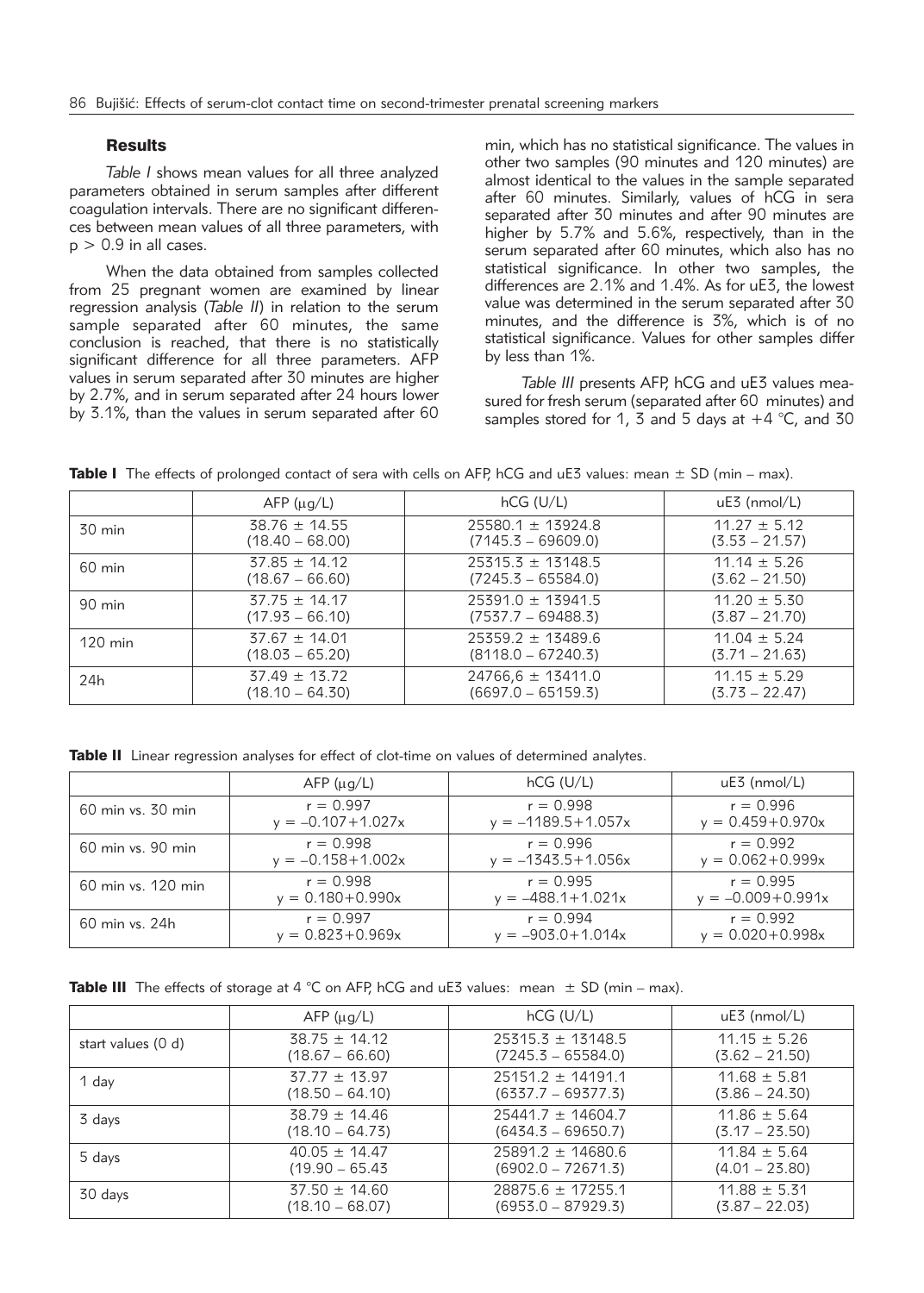## Results

*Table I* shows mean values for all three analyzed parameters obtained in serum samples after different coagulation intervals. There are no significant differences between mean values of all three parameters, with $p > 0.9$ in all cases.

When the data obtained from samples collected from 25 pregnant women are examined by linear regression analysis (*Table II*) in relation to the serum sample separated after 60 minutes, the same conclusion is reached, that there is no statistically significant difference for all three parameters. AFP values in serum separated after 30 minutes are higher by 2.7%, and in serum separated after 24 hours lower by 3.1%, than the values in serum separated after 60 min, which has no statistical significance. The values in other two samples (90 minutes and 120 minutes) are almost identical to the values in the sample separated after 60 minutes. Similarly, values of hCG in sera separated after 30 minutes and after 90 minutes are higher by 5.7% and 5.6%, respectively, than in the serum separated after 60 minutes, which also has no statistical significance. In other two samples, the differences are 2.1% and 1.4%. As for uE3, the lowest value was determined in the serum separated after 30 minutes, and the difference is 3%, which is of no statistical significance. Values for other samples differ by less than 1%.

*Table III* presents AFP, hCG and uE3 values measured for fresh serum (separated after 60 minutes) and samples stored for 1, 3 and 5 days at +4 °C, and 30

**Table I** The effects of prolonged contact of sera with cells on AFP, hCG and uE3 values: mean ± SD (min – max).

| | AFP (μg/L) | hCG (U/L) | uE3 (nmol/L) |
|---|---|---|---|
| 30 min | 38.76 ± 14.55<br>(18.40 – 68.00) | 25580.1 ± 13924.8<br>(7145.3 – 69609.0) | 11.27 ± 5.12<br>(3.53 – 21.57) |
| 60 min | 37.85 ± 14.12<br>(18.67 – 66.60) | 25315.3 ± 13148.5<br>(7245.3 – 65584.0) | 11.14 ± 5.26<br>(3.62 – 21.50) |
| 90 min | 37.75 ± 14.17<br>(17.93 – 66.10) | 25391.0 ± 13941.5<br>(7537.7 – 69488.3) | 11.20 ± 5.30<br>(3.87 – 21.70) |
| 120 min | 37.67 ± 14.01<br>(18.03 – 65.20) | 25359.2 ± 13489.6<br>(8118.0 – 67240.3) | 11.04 ± 5.24<br>(3.71 – 21.63) |
| 24h | 37.49 ± 13.72<br>(18.10 – 64.30) | 24766,6 ± 13411.0<br>(6697.0 – 65159.3) | 11.15 ± 5.29<br>(3.73 – 22.47) |

**Table II** Linear regression analyses for effect of clot-time on values of determined analytes.

| | AFP (μg/L) | hCG (U/L) | uE3 (nmol/L) |
|---|---|---|---|
| 60 min vs. 30 min | $r = 0.997$<br>$y = -0.107+1.027x$ | $r = 0.998$<br>$y = -1189.5+1.057x$ | $r = 0.996$<br>$y = 0.459+0.970x$ |
| 60 min vs. 90 min | $r = 0.998$<br>$y = -0.158+1.002x$ | $r = 0.996$<br>$y = -1343.5+1.056x$ | $r = 0.992$<br>$y = 0.062+0.999x$ |
| 60 min vs. 120 min | $r = 0.998$<br>$y = 0.180+0.990x$ | $r = 0.995$<br>$y = -488.1+1.021x$ | $r = 0.995$<br>$y = -0.009+0.991x$ |
| 60 min vs. 24h | $r = 0.997$<br>$y = 0.823+0.969x$ | $r = 0.994$<br>$y = -903.0+1.014x$ | $r = 0.992$<br>$y = 0.020+0.998x$ |

**Table III** The effects of storage at 4 °C on AFP, hCG and uE3 values: mean ± SD (min – max).

| | AFP (μg/L) | hCG (U/L) | uE3 (nmol/L) |
|---|---|---|---|
| start values (0 d) | 38.75 ± 14.12<br>(18.67 – 66.60) | 25315.3 ± 13148.5<br>(7245.3 – 65584.0) | 11.15 ± 5.26<br>(3.62 – 21.50) |
| 1 day | 37.77 ± 13.97<br>(18.50 – 64.10) | 25151.2 ± 14191.1<br>(6337.7 – 69377.3) | 11.68 ± 5.81<br>(3.86 – 24.30) |
| 3 days | 38.79 ± 14.46<br>(18.10 – 64.73) | 25441.7 ± 14604.7<br>(6434.3 – 69650.7) | 11.86 ± 5.64<br>(3.17 – 23.50) |
| 5 days | 40.05 ± 14.47<br>(19.90 – 65.43 | 25891.2 ± 14680.6<br>(6902.0 – 72671.3) | 11.84 ± 5.64<br>(4.01 – 23.80) |
| 30 days | 37.50 ± 14.60<br>(18.10 – 68.07) | 28875.6 ± 17255.1<br>(6953.0 – 87929.3) | 11.88 ± 5.31<br>(3.87 – 22.03) |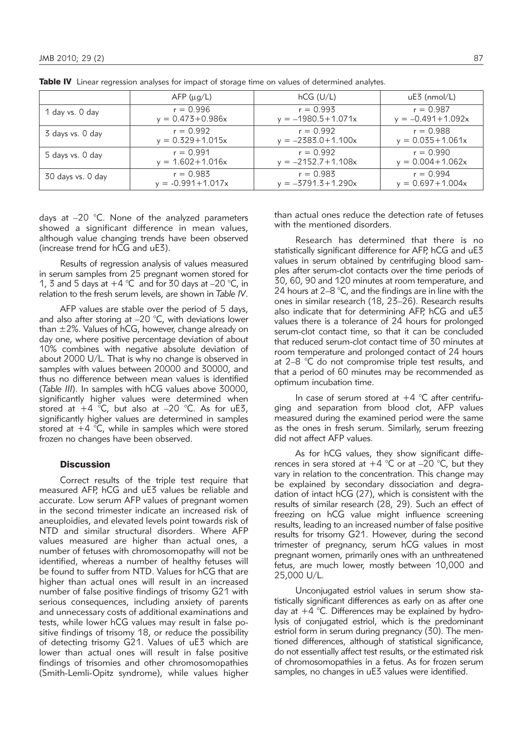**Table IV** Linear regression analyses for impact of storage time on values of determined analytes.

| | AFP (μg/L) | hCG (U/L) | uE3 (nmol/L) |
|---|---|---|---|
| 1 day vs. 0 day | $r = 0.996$<br>$y = 0.473+0.986x$ | $r = 0.993$<br>$y = -1980.5+1.071x$ | $r = 0.987$<br>$y = -0.491+1.092x$ |
| 3 days vs. 0 day | $r = 0.992$<br>$y = 0.329+1.015x$ | $r = 0.992$<br>$y = -2383.0+1.100x$ | $r = 0.988$<br>$y = 0.035+1.061x$ |
| 5 days vs. 0 day | $r = 0.991$<br>$y = 1.602+1.016x$ | $r = 0.992$<br>$y = -2152.7+1.108x$ | $r = 0.990$<br>$y = 0.004+1.062x$ |
| 30 days vs. 0 day | $r = 0.983$<br>$y = -0.991+1.017x$ | $r = 0.983$<br>$y = -3791.3+1.290x$ | $r = 0.994$<br>$y = 0.697+1.004x$ |

days at –20 °C. None of the analyzed parameters showed a significant difference in mean values, although value changing trends have been observed (increase trend for hCG and uE3).

Results of regression analysis of values measured in serum samples from 25 pregnant women stored for 1, 3 and 5 days at +4 °C and for 30 days at –20 °C, in relation to the fresh serum levels, are shown in *Table IV*.

AFP values are stable over the period of 5 days, and also after storing at –20 °C, with deviations lower than ±2%. Values of hCG, however, change already on day one, where positive percentage deviation of about 10% combines with negative absolute deviation of about 2000 U/L. That is why no change is observed in samples with values between 20000 and 30000, and thus no difference between mean values is identified (*Table III*). In samples with hCG values above 30000, significantly higher values were determined when stored at +4 °C, but also at –20 °C. As for uE3, significantly higher values are determined in samples stored at +4 °C, while in samples which were stored frozen no changes have been observed.

## Discussion

Correct results of the triple test require that measured AFP, hCG and uE3 values be reliable and accurate. Low serum AFP values of pregnant women in the second trimester indicate an increased risk of aneuploidies, and elevated levels point towards risk of NTD and similar structural disorders. Where AFP values measured are higher than actual ones, a number of fetuses with chromosomopathy will not be identified, whereas a number of healthy fetuses will be found to suffer from NTD. Values for hCG that are higher than actual ones will result in an increased number of false positive findings of trisomy G21 with serious consequences, including anxiety of parents and unnecessary costs of additional examinations and tests, while lower hCG values may result in false positive findings of trisomy 18, or reduce the possibility of detecting trisomy G21. Values of uE3 which are lower than actual ones will result in false positive findings of trisomies and other chromosomopathies (Smith-Lemli-Opitz syndrome), while values higher than actual ones reduce the detection rate of fetuses with the mentioned disorders.

Research has determined that there is no statistically significant difference for AFP, hCG and uE3 values in serum obtained by centrifuging blood samples after serum-clot contacts over the time periods of 30, 60, 90 and 120 minutes at room temperature, and 24 hours at 2–8 °C, and the findings are in line with the ones in similar research (18, 23–26). Research results also indicate that for determining AFP, hCG and uE3 values there is a tolerance of 24 hours for prolonged serum-clot contact time, so that it can be concluded that reduced serum-clot contact time of 30 minutes at room temperature and prolonged contact of 24 hours at 2–8 °C do not compromise triple test results, and that a period of 60 minutes may be recommended as optimum incubation time.

In case of serum stored at +4 °C after centrifuging and separation from blood clot, AFP values measured during the examined period were the same as the ones in fresh serum. Similarly, serum freezing did not affect AFP values.

As for hCG values, they show significant differences in sera stored at +4 °C or at –20 °C, but they vary in relation to the concentration. This change may be explained by secondary dissociation and degradation of intact hCG (27), which is consistent with the results of similar research (28, 29). Such an effect of freezing on hCG value might influence screening results, leading to an increased number of false positive results for trisomy G21. However, during the second trimester of pregnancy, serum hCG values in most pregnant women, primarily ones with an unthreatened fetus, are much lower, mostly between 10,000 and 25,000 U/L.

Unconjugated estriol values in serum show statistically significant differences as early on as after one day at +4 °C. Differences may be explained by hydrolysis of conjugated estriol, which is the predominant estriol form in serum during pregnancy (30). The mentioned differences, although of statistical significance, do not essentially affect test results, or the estimated risk of chromosomopathies in a fetus. As for frozen serum samples, no changes in uE3 values were identified.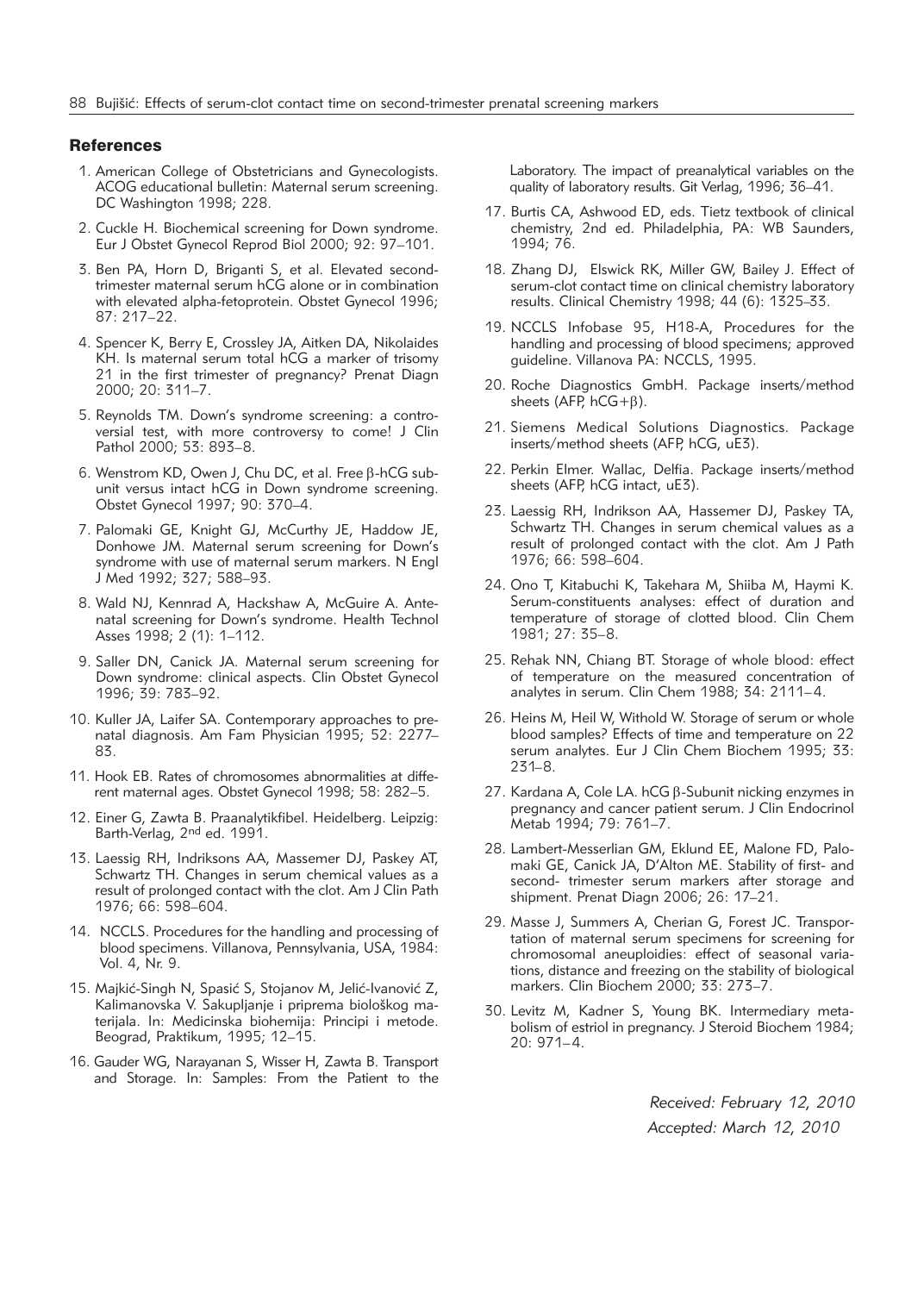## References

1. American College of Obstetricians and Gynecologists. ACOG educational bulletin: Maternal serum screening. DC Washington 1998; 228.
2. Cuckle H. Biochemical screening for Down syndrome. Eur J Obstet Gynecol Reprod Biol 2000; 92: 97–101.
3. Ben PA, Horn D, Briganti S, et al. Elevated second-trimester maternal serum hCG alone or in combination with elevated alpha-fetoprotein. Obstet Gynecol 1996; 87: 217–22.
4. Spencer K, Berry E, Crossley JA, Aitken DA, Nikolaides KH. Is maternal serum total hCG a marker of trisomy 21 in the first trimester of pregnancy? Prenat Diagn 2000; 20: 311–7.
5. Reynolds TM. Down's syndrome screening: a controversial test, with more controversy to come! J Clin Pathol 2000; 53: 893–8.
6. Wenstrom KD, Owen J, Chu DC, et al. Free β-hCG subunit versus intact hCG in Down syndrome screening. Obstet Gynecol 1997; 90: 370–4.
7. Palomaki GE, Knight GJ, McCurthy JE, Haddow JE, Donhowe JM. Maternal serum screening for Down's syndrome with use of maternal serum markers. N Engl J Med 1992; 327; 588–93.
8. Wald NJ, Kennrad A, Hackshaw A, McGuire A. Antenatal screening for Down's syndrome. Health Technol Asses 1998; 2 (1): 1–112.
9. Saller DN, Canick JA. Maternal serum screening for Down syndrome: clinical aspects. Clin Obstet Gynecol 1996; 39: 783–92.
10. Kuller JA, Laifer SA. Contemporary approaches to prenatal diagnosis. Am Fam Physician 1995; 52: 2277–83.
11. Hook EB. Rates of chromosomes abnormalities at different maternal ages. Obstet Gynecol 1998; 58: 282–5.
12. Einer G, Zawta B. Praanalytikfibel. Heidelberg. Leipzig: Barth-Verlag, 2nd ed. 1991.
13. Laessig RH, Indriksons AA, Massemer DJ, Paskey AT, Schwartz TH. Changes in serum chemical values as a result of prolonged contact with the clot. Am J Clin Path 1976; 66: 598–604.
14. NCCLS. Procedures for the handling and processing of blood specimens. Villanova, Pennsylvania, USA, 1984: Vol. 4, Nr. 9.
15. Majkić-Singh N, Spasić S, Stojanov M, Jelić-Ivanović Z, Kalimanovska V. Sakupljanje i priprema biološkog materijala. In: Medicinska biohemija: Principi i metode. Beograd, Praktikum, 1995; 12–15.
16. Gauder WG, Narayanan S, Wisser H, Zawta B. Transport and Storage. In: Samples: From the Patient to the Laboratory. The impact of preanalytical variables on the quality of laboratory results. Git Verlag, 1996; 36–41.
17. Burtis CA, Ashwood ED, eds. Tietz textbook of clinical chemistry, 2nd ed. Philadelphia, PA: WB Saunders, 1994; 76.
18. Zhang DJ, Elswick RK, Miller GW, Bailey J. Effect of serum-clot contact time on clinical chemistry laboratory results. Clinical Chemistry 1998; 44 (6): 1325–33.
19. NCCLS Infobase 95, H18-A, Procedures for the handling and processing of blood specimens; approved guideline. Villanova PA: NCCLS, 1995.
20. Roche Diagnostics GmbH. Package inserts/method sheets (AFP, hCG+β).
21. Siemens Medical Solutions Diagnostics. Package inserts/method sheets (AFP, hCG, uE3).
22. Perkin Elmer. Wallac, Delfia. Package inserts/method sheets (AFP, hCG intact, uE3).
23. Laessig RH, Indrikson AA, Hassemer DJ, Paskey TA, Schwartz TH. Changes in serum chemical values as a result of prolonged contact with the clot. Am J Path 1976; 66: 598–604.
24. Ono T, Kitabuchi K, Takehara M, Shiiba M, Haymi K. Serum-constituents analyses: effect of duration and temperature of storage of clotted blood. Clin Chem 1981; 27: 35–8.
25. Rehak NN, Chiang BT. Storage of whole blood: effect of temperature on the measured concentration of analytes in serum. Clin Chem 1988; 34: 2111–4.
26. Heins M, Heil W, Withold W. Storage of serum or whole blood samples? Effects of time and temperature on 22 serum analytes. Eur J Clin Chem Biochem 1995; 33: 231–8.
27. Kardana A, Cole LA. hCG β-Subunit nicking enzymes in pregnancy and cancer patient serum. J Clin Endocrinol Metab 1994; 79: 761–7.
28. Lambert-Messerlian GM, Eklund EE, Malone FD, Palomaki GE, Canick JA, D'Alton ME. Stability of first- and second- trimester serum markers after storage and shipment. Prenat Diagn 2006; 26: 17–21.
29. Masse J, Summers A, Cherian G, Forest JC. Transportation of maternal serum specimens for screening for chromosomal aneuploidies: effect of seasonal variations, distance and freezing on the stability of biological markers. Clin Biochem 2000; 33: 273–7.
30. Levitz M, Kadner S, Young BK. Intermediary metabolism of estriol in pregnancy. J Steroid Biochem 1984; 20: 971–4.

*Received: February 12, 2010*

*Accepted: March 12, 2010*